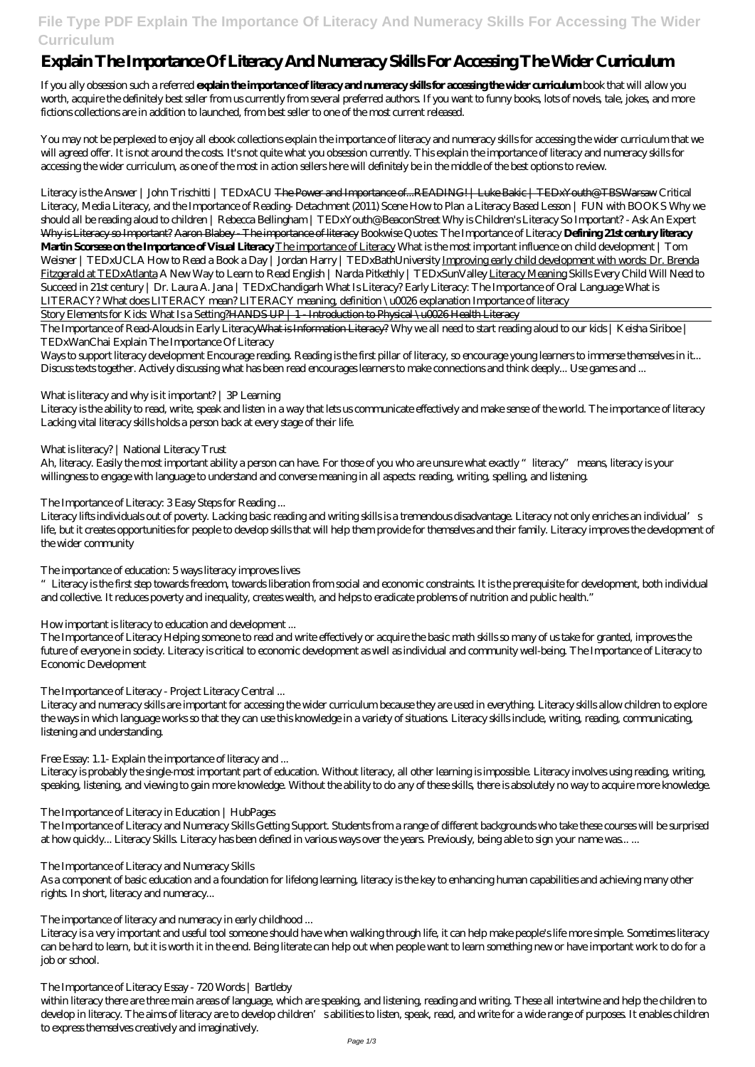# Explain The Importance Of Literacy And Numeracy Skills For Accessing The Wider Curriculum

If you ally obsession such a referred **explain the importance of literacy and numeracy skills for accessing the wider curriculum** book that will allow you worth, acquire the definitely best seller from us currently from several preferred authors. If you want to funny books, lots of novels, tale, jokes, and more fictions collections are in addition to launched, from best seller to one of the most current released.

You may not be perplexed to enjoy all ebook collections explain the importance of literacy and numeracy skills for accessing the wider curriculum that we will agreed offer. It is not around the costs. It's not quite what you obsession currently. This explain the importance of literacy and numeracy skills for accessing the wider curriculum, as one of the most in action sellers here will definitely be in the middle of the best options to review.

*Literacy is the Answer | John Trischitti | TEDxACU* The Power and Importance of...READING! | Luke Bakic | TEDxYouth@TBSWarsaw *Critical Literacy, Media Literacy, and the Importance of Reading- Detachment (2011) Scene How to Plan a Literacy Based Lesson | FUN with BOOKS Why we should all be reading aloud to children | Rebecca Bellingham | TEDxYouth@BeaconStreet Why is Children's Literacy So Important? - Ask An Expert* Why is Literacy so Important? Aaron Blabey - The importance of literacy *Bookwise Quotes: The Importance of Literacy* **Defining 21st century literacy Martin Scorsese on the Importance of Visual Literacy** The importance of Literacy *What is the most important influence on child development | Tom Weisner | TEDxUCLA How to Read a Book a Day | Jordan Harry | TEDxBathUniversity* Improving early child development with words: Dr. Brenda Fitzgerald at TEDxAtlanta *A New Way to Learn to Read English | Narda Pitkethly | TEDxSunValley* Literacy Meaning *Skills Every Child Will Need to Succeed in 21st century | Dr. Laura A. Jana | TEDxChandigarh What Is Literacy? Early Literacy: The Importance of Oral Language What is LITERACY? What does LITERACY mean? LITERACY meaning, definition \u0026 explanation Importance of literacy*

Story Elements for Kids: What Is a Setting?HANDS UP | 1 - Introduction to Physical \u0026 Health Literacy

The Importance of Read-Alouds in Early LiteracyWhat is Information Literacy? *Why we all need to start reading aloud to our kids | Keisha Siriboe | TEDxWanChai Explain The Importance Of Literacy*

Ways to support literacy development Encourage reading. Reading is the first pillar of literacy, so encourage young learners to immerse themselves in it... Discuss texts together. Actively discussing what has been read encourages learners to make connections and think deeply... Use games and ...

*What is literacy and why is it important? | 3P Learning*

Literacy is the ability to read, write, speak and listen in a way that lets us communicate effectively and make sense of the world. The importance of literacy Lacking vital literacy skills holds a person back at every stage of their life.

*What is literacy? | National Literacy Trust*

Ah, literacy. Easily the most important ability a person can have. For those of you who are unsure what exactly "literacy" means, literacy is your willingness to engage with language to understand and converse meaning in all aspects: reading, writing, spelling, and listening.

*The Importance of Literacy: 3 Easy Steps for Reading ...*

Literacy lifts individuals out of poverty. Lacking basic reading and writing skills is a tremendous disadvantage. Literacy not only enriches an individual's life, but it creates opportunities for people to develop skills that will help them provide for themselves and their family. Literacy improves the development of the wider community

*The importance of education: 5 ways literacy improves lives*

"Literacy is the first step towards freedom, towards liberation from social and economic constraints. It is the prerequisite for development, both individual and collective. It reduces poverty and inequality, creates wealth, and helps to eradicate problems of nutrition and public health."

*How important is literacy to education and development ...*

The Importance of Literacy Helping someone to read and write effectively or acquire the basic math skills so many of us take for granted, improves the future of everyone in society. Literacy is critical to economic development as well as individual and community well-being. The Importance of Literacy to Economic Development

*The Importance of Literacy - Project Literacy Central ...*

Literacy and numeracy skills are important for accessing the wider curriculum because they are used in everything. Literacy skills allow children to explore the ways in which language works so that they can use this knowledge in a variety of situations. Literacy skills include, writing, reading, communicating, listening and understanding.

*Free Essay: 1.1- Explain the importance of literacy and ...*

Literacy is probably the single-most important part of education. Without literacy, all other learning is impossible. Literacy involves using reading, writing, speaking, listening, and viewing to gain more knowledge. Without the ability to do any of these skills, there is absolutely no way to acquire more knowledge.

*The Importance of Literacy in Education | HubPages*

The Importance of Literacy and Numeracy Skills Getting Support. Students from a range of different backgrounds who take these courses will be surprised at how quickly... Literacy Skills. Literacy has been defined in various ways over the years. Previously, being able to sign your name was... ...

*The Importance of Literacy and Numeracy Skills*

As a component of basic education and a foundation for lifelong learning, literacy is the key to enhancing human capabilities and achieving many other rights. In short, literacy and numeracy...

*The importance of literacy and numeracy in early childhood ...*

Literacy is a very important and useful tool someone should have when walking through life, it can help make people's life more simple. Sometimes literacy can be hard to learn, but it is worth it in the end. Being literate can help out when people want to learn something new or have important work to do for a job or school.

*The Importance of Literacy Essay - 720 Words | Bartleby*

within literacy there are three main areas of language, which are speaking, and listening, reading and writing. These all intertwine and help the children to develop in literacy. The aims of literacy are to develop children's abilities to listen, speak, read, and write for a wide range of purposes. It enables children to express themselves creatively and imaginatively.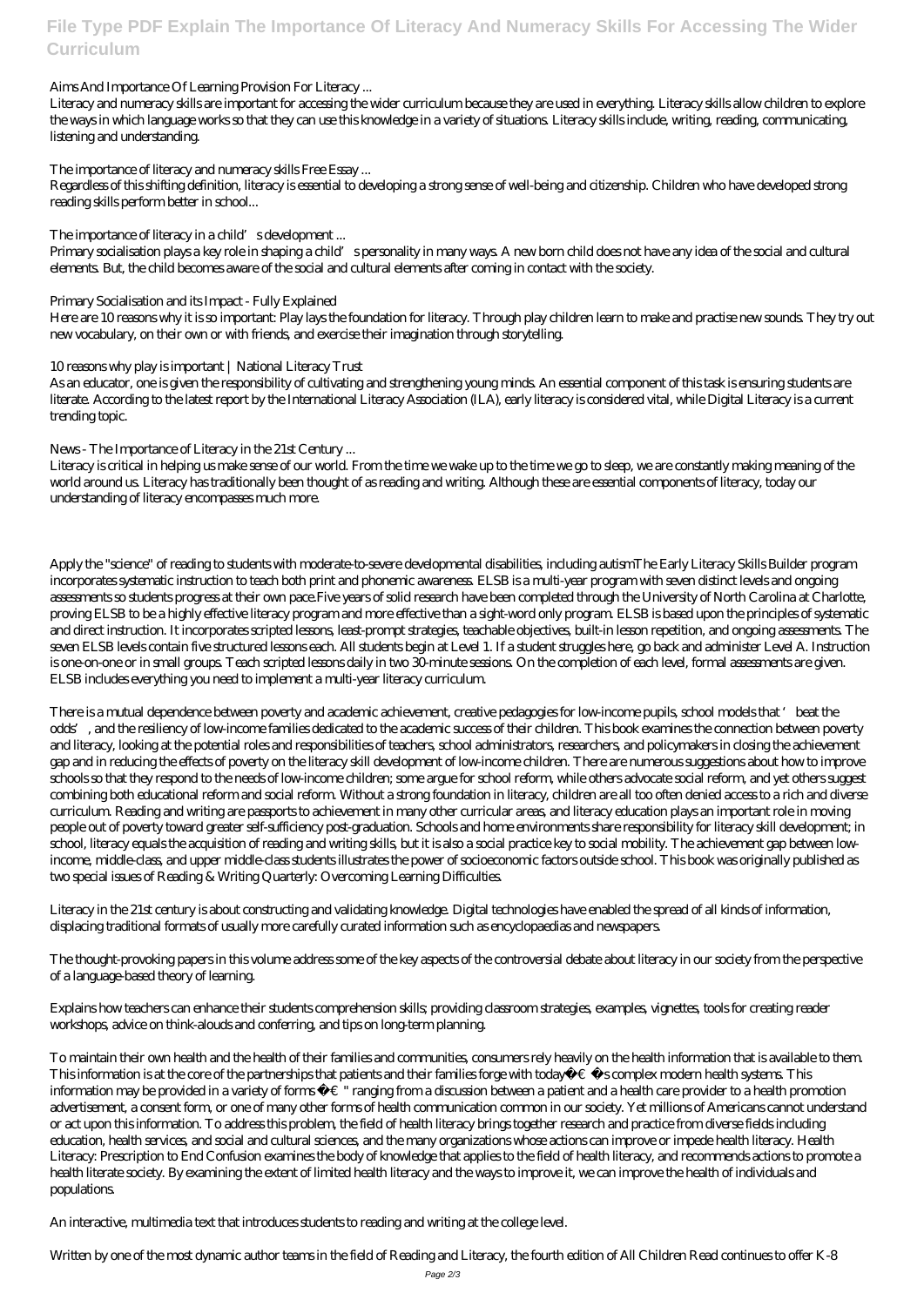*Aims And Importance Of Learning Provision For Literacy ...*

Literacy and numeracy skills are important for accessing the wider curriculum because they are used in everything. Literacy skills allow children to explore the ways in which language works so that they can use this knowledge in a variety of situations. Literacy skills include, writing, reading, communicating, listening and understanding.

*The importance of literacy and numeracy skills Free Essay ...*

Regardless of this shifting definition, literacy is essential to developing a strong sense of well-being and citizenship. Children who have developed strong reading skills perform better in school...

*The importance of literacy in a child's development ...*

Primary socialisation plays a key role in shaping a child's personality in many ways. A new born child does not have any idea of the social and cultural elements. But, the child becomes aware of the social and cultural elements after coming in contact with the society.

*Primary Socialisation and its Impact - Fully Explained*

Here are 10 reasons why it is so important: Play lays the foundation for literacy. Through play children learn to make and practise new sounds. They try out new vocabulary, on their own or with friends, and exercise their imagination through storytelling.

*10 reasons why play is important | National Literacy Trust*

As an educator, one is given the responsibility of cultivating and strengthening young minds. An essential component of this task is ensuring students are literate. According to the latest report by the International Literacy Association (ILA), early literacy is considered vital, while Digital Literacy is a current trending topic.

*News - The Importance of Literacy in the 21st Century ...*

Literacy is critical in helping us make sense of our world. From the time we wake up to the time we go to sleep, we are constantly making meaning of the world around us. Literacy has traditionally been thought of as reading and writing. Although these are essential components of literacy, today our understanding of literacy encompasses much more.

Apply the "science" of reading to students with moderate-to-severe developmental disabilities, including autismThe Early Literacy Skills Builder program incorporates systematic instruction to teach both print and phonemic awareness. ELSB is a multi-year program with seven distinct levels and ongoing assessments so students progress at their own pace.Five years of solid research have been completed through the University of North Carolina at Charlotte, proving ELSB to be a highly effective literacy program and more effective than a sight-word only program. ELSB is based upon the principles of systematic and direct instruction. It incorporates scripted lessons, least-prompt strategies, teachable objectives, built-in lesson repetition, and ongoing assessments. The seven ELSB levels contain five structured lessons each. All students begin at Level 1. If a student struggles here, go back and administer Level A. Instruction is one-on-one or in small groups. Teach scripted lessons daily in two 30-minute sessions. On the completion of each level, formal assessments are given. ELSB includes everything you need to implement a multi-year literacy curriculum.

There is a mutual dependence between poverty and academic achievement, creative pedagogies for low-income pupils, school models that 'beat the odds', and the resiliency of low-income families dedicated to the academic success of their children. This book examines the connection between poverty and literacy, looking at the potential roles and responsibilities of teachers, school administrators, researchers, and policymakers in closing the achievement gap and in reducing the effects of poverty on the literacy skill development of low-income children. There are numerous suggestions about how to improve schools so that they respond to the needs of low-income children; some argue for school reform, while others advocate social reform, and yet others suggest combining both educational reform and social reform. Without a strong foundation in literacy, children are all too often denied access to a rich and diverse curriculum. Reading and writing are passports to achievement in many other curricular areas, and literacy education plays an important role in moving people out of poverty toward greater self-sufficiency post-graduation. Schools and home environments share responsibility for literacy skill development; in school, literacy equals the acquisition of reading and writing skills, but it is also a social practice key to social mobility. The achievement gap between low-income, middle-class, and upper middle-class students illustrates the power of socioeconomic factors outside school. This book was originally published as two special issues of Reading & Writing Quarterly: Overcoming Learning Difficulties.

Literacy in the 21st century is about constructing and validating knowledge. Digital technologies have enabled the spread of all kinds of information, displacing traditional formats of usually more carefully curated information such as encyclopaedias and newspapers.

The thought-provoking papers in this volume address some of the key aspects of the controversial debate about literacy in our society from the perspective of a language-based theory of learning.

Explains how teachers can enhance their students comprehension skills; providing classroom strategies, examples, vignettes, tools for creating reader workshops, advice on think-alouds and conferring, and tips on long-term planning.

To maintain their own health and the health of their families and communities, consumers rely heavily on the health information that is available to them. This information is at the core of the partnerships that patients and their families forge with todayâ€™s complex modern health systems. This information may be provided in a variety of forms â€" ranging from a discussion between a patient and a health care provider to a health promotion advertisement, a consent form, or one of many other forms of health communication common in our society. Yet millions of Americans cannot understand or act upon this information. To address this problem, the field of health literacy brings together research and practice from diverse fields including education, health services, and social and cultural sciences, and the many organizations whose actions can improve or impede health literacy. Health Literacy: Prescription to End Confusion examines the body of knowledge that applies to the field of health literacy, and recommends actions to promote a health literate society. By examining the extent of limited health literacy and the ways to improve it, we can improve the health of individuals and populations.

An interactive, multimedia text that introduces students to reading and writing at the college level.

Written by one of the most dynamic author teams in the field of Reading and Literacy, the fourth edition of All Children Read continues to offer K-8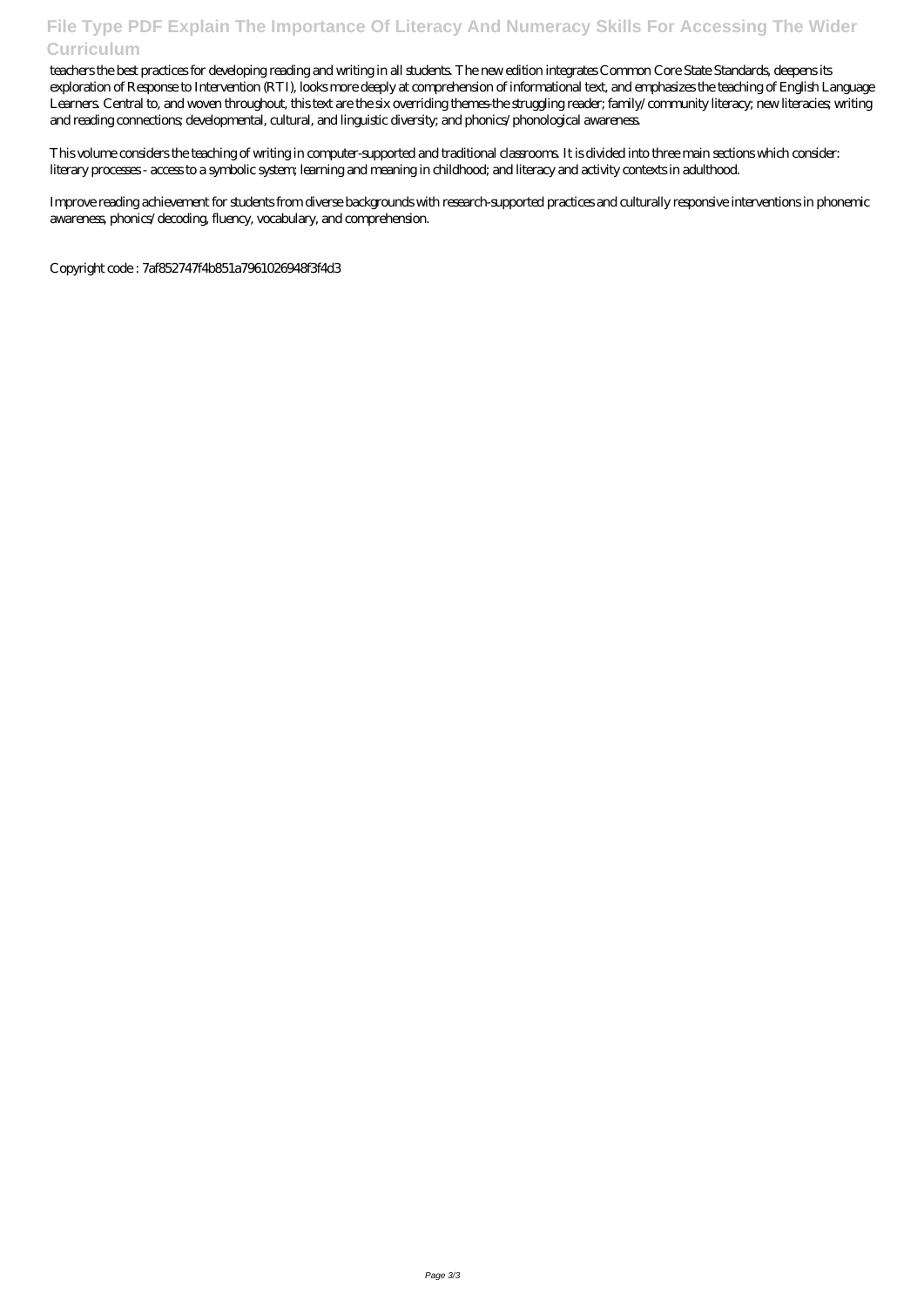teachers the best practices for developing reading and writing in all students. The new edition integrates Common Core State Standards, deepens its exploration of Response to Intervention (RTI), looks more deeply at comprehension of informational text, and emphasizes the teaching of English Language Learners. Central to, and woven throughout, this text are the six overriding themes-the struggling reader; family/community literacy; new literacies; writing and reading connections; developmental, cultural, and linguistic diversity; and phonics/phonological awareness.

This volume considers the teaching of writing in computer-supported and traditional classrooms. It is divided into three main sections which consider: literary processes - access to a symbolic system; learning and meaning in childhood; and literacy and activity contexts in adulthood.

Improve reading achievement for students from diverse backgrounds with research-supported practices and culturally responsive interventions in phonemic awareness, phonics/decoding, fluency, vocabulary, and comprehension.

Copyright code : 7af852747f4b851a7961026948f3f4d3